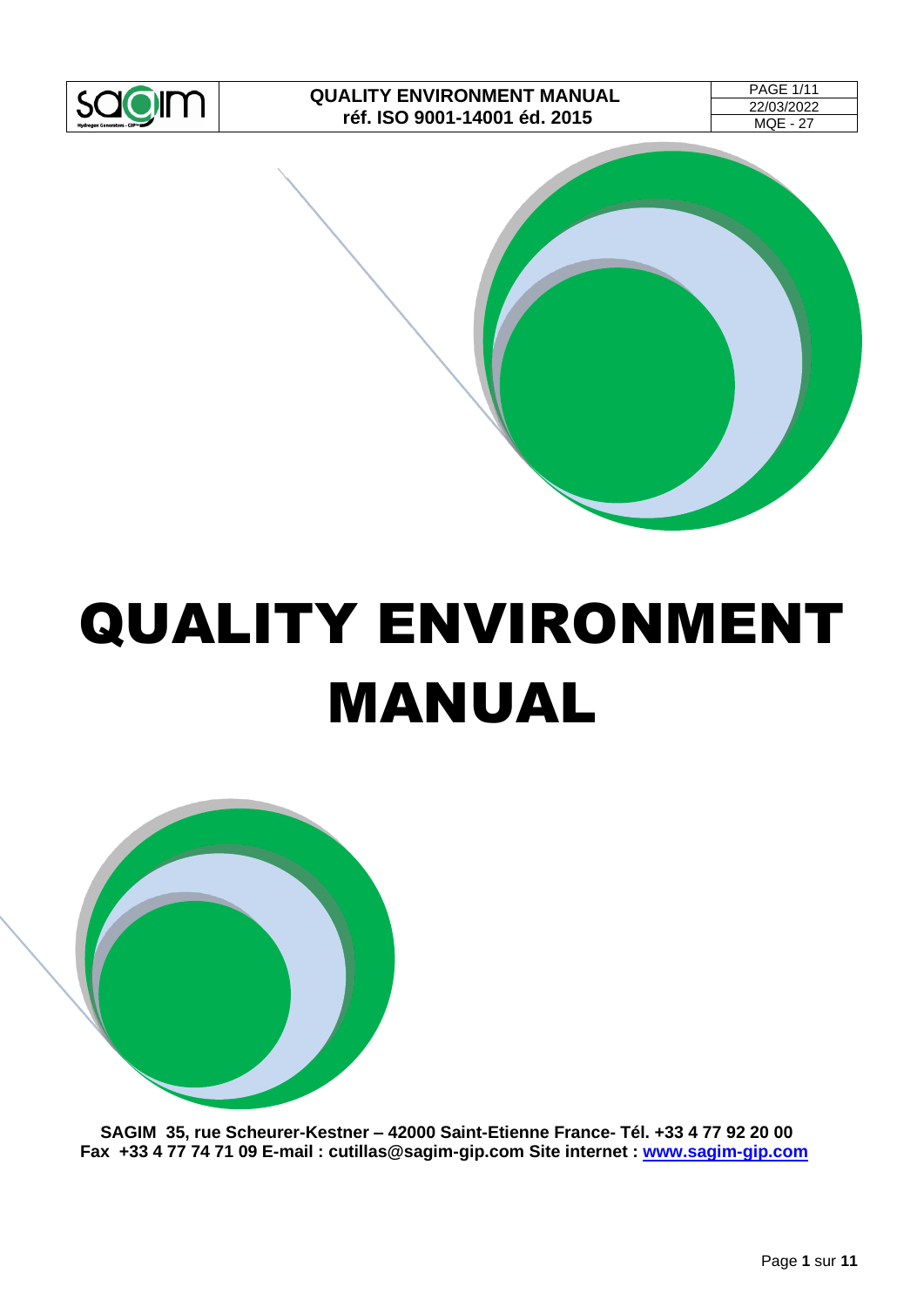# QUALITY ENVIRONMENT MANUAL

**SAGIM 35, rue Scheurer-Kestner – 42000 Saint-Etienne France- Tél. +33 4 77 92 20 00**
**Fax +33 4 77 74 71 09 E-mail : cutillas@sagim-gip.com Site internet : [www.sagim-gip.com](http://www.sagim-gip.com)**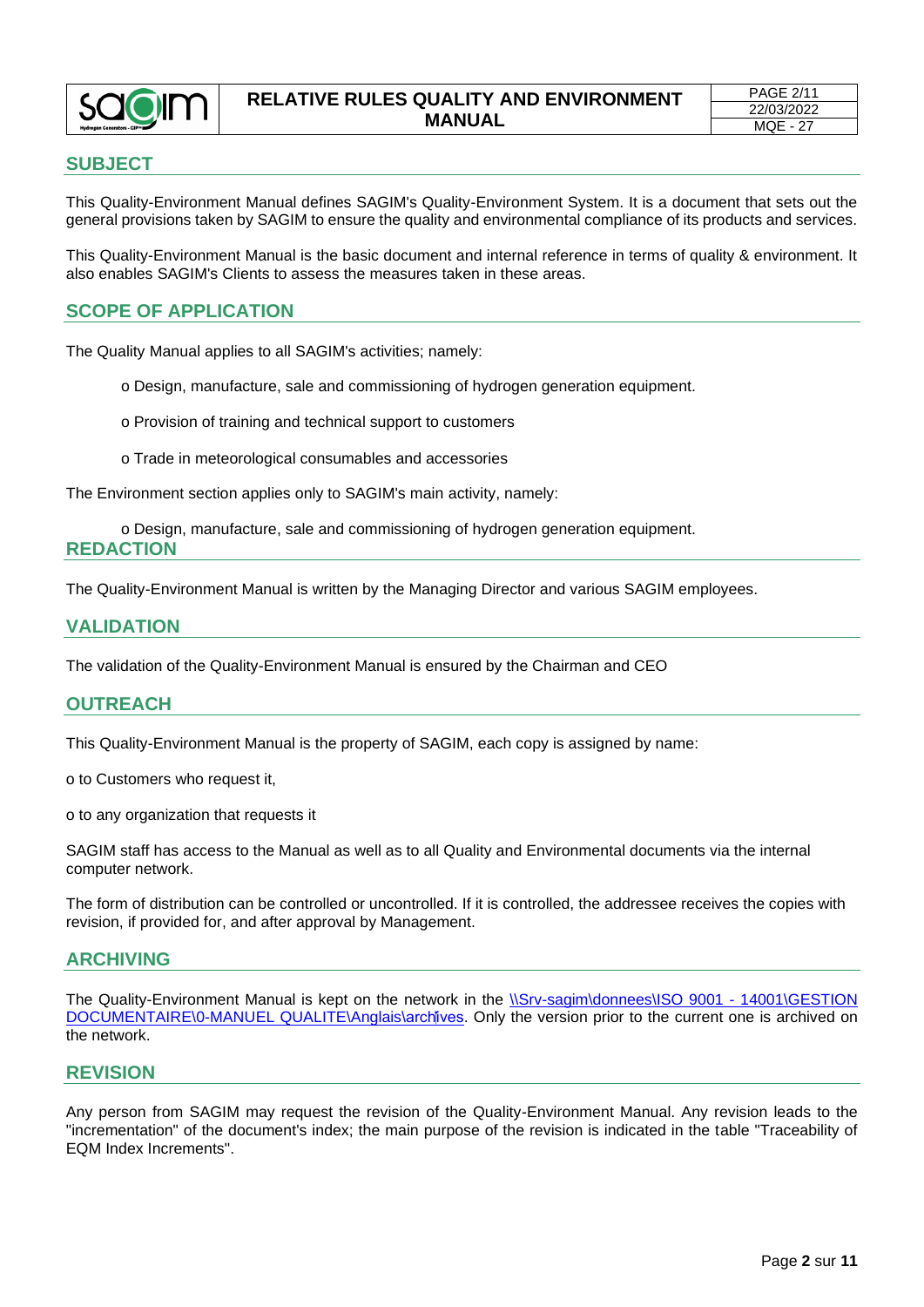## SUBJECT

This Quality-Environment Manual defines SAGIM's Quality-Environment System. It is a document that sets out the general provisions taken by SAGIM to ensure the quality and environmental compliance of its products and services.

This Quality-Environment Manual is the basic document and internal reference in terms of quality & environment. It also enables SAGIM's Clients to assess the measures taken in these areas.

## SCOPE OF APPLICATION

The Quality Manual applies to all SAGIM's activities; namely:

- o Design, manufacture, sale and commissioning of hydrogen generation equipment.
- o Provision of training and technical support to customers
- o Trade in meteorological consumables and accessories

The Environment section applies only to SAGIM's main activity, namely:

- o Design, manufacture, sale and commissioning of hydrogen generation equipment.

## REDACTION

The Quality-Environment Manual is written by the Managing Director and various SAGIM employees.

## VALIDATION

The validation of the Quality-Environment Manual is ensured by the Chairman and CEO

## OUTREACH

This Quality-Environment Manual is the property of SAGIM, each copy is assigned by name:

o to Customers who request it,

o to any organization that requests it

SAGIM staff has access to the Manual as well as to all Quality and Environmental documents via the internal computer network.

The form of distribution can be controlled or uncontrolled. If it is controlled, the addressee receives the copies with revision, if provided for, and after approval by Management.

## ARCHIVING

The Quality-Environment Manual is kept on the network in the \\Srv-sagim\donnees\ISO 9001 - 14001\GESTION DOCUMENTAIRE\0-MANUEL QUALITE\Anglais\archives. Only the version prior to the current one is archived on the network.

## REVISION

Any person from SAGIM may request the revision of the Quality-Environment Manual. Any revision leads to the "incrementation" of the document's index; the main purpose of the revision is indicated in the table "Traceability of EQM Index Increments".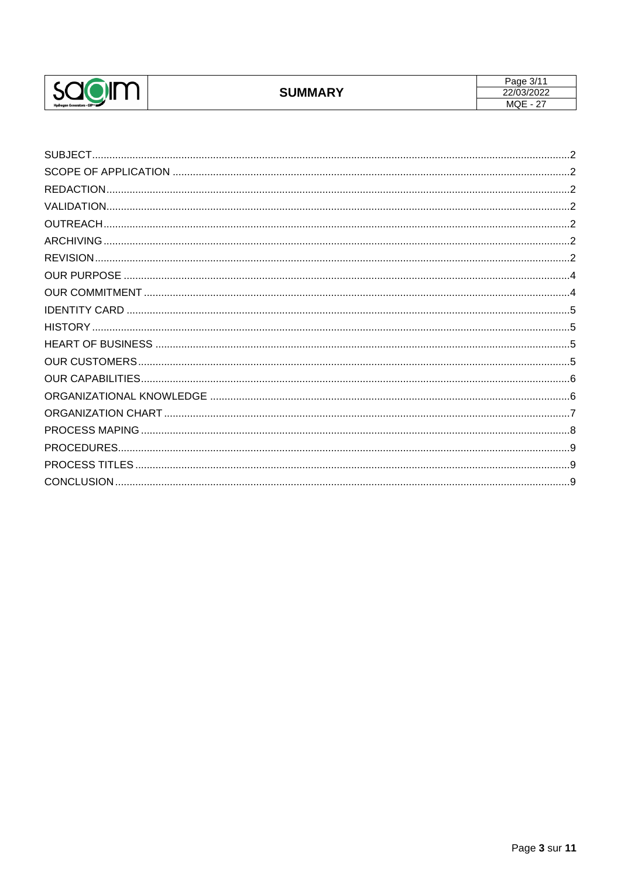# SUMMARY

SUBJECT....................................................................................................................................................2
SCOPE OF APPLICATION ........................................................................................................................2
REDACTION..............................................................................................................................................2
VALIDATION..............................................................................................................................................2
OUTREACH...............................................................................................................................................2
ARCHIVING ...............................................................................................................................................2
REVISION..................................................................................................................................................2
OUR PURPOSE ........................................................................................................................................4
OUR COMMITMENT .................................................................................................................................4
IDENTITY CARD .......................................................................................................................................5
HISTORY ..................................................................................................................................................5
HEART OF BUSINESS .............................................................................................................................5
OUR CUSTOMERS ...................................................................................................................................5
OUR CAPABILITIES..................................................................................................................................6
ORGANIZATIONAL KNOWLEDGE ..........................................................................................................6
ORGANIZATION CHART ..........................................................................................................................7
PROCESS MAPING ..................................................................................................................................8
PROCEDURES..........................................................................................................................................9
PROCESS TITLES ....................................................................................................................................9
CONCLUSION ...........................................................................................................................................9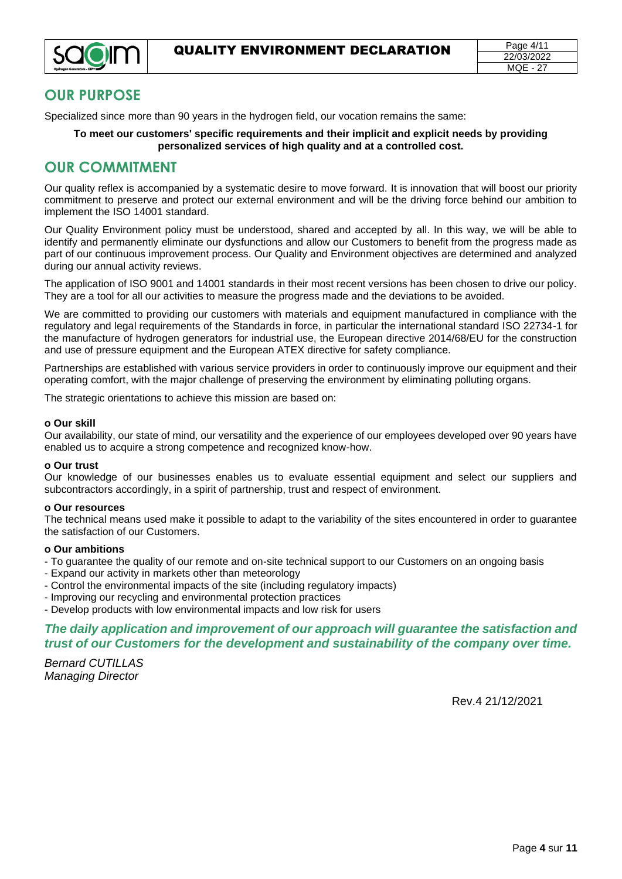## OUR PURPOSE

Specialized since more than 90 years in the hydrogen field, our vocation remains the same:

**To meet our customers' specific requirements and their implicit and explicit needs by providing personalized services of high quality and at a controlled cost.**

## OUR COMMITMENT

Our quality reflex is accompanied by a systematic desire to move forward. It is innovation that will boost our priority commitment to preserve and protect our external environment and will be the driving force behind our ambition to implement the ISO 14001 standard.

Our Quality Environment policy must be understood, shared and accepted by all. In this way, we will be able to identify and permanently eliminate our dysfunctions and allow our Customers to benefit from the progress made as part of our continuous improvement process. Our Quality and Environment objectives are determined and analyzed during our annual activity reviews.

The application of ISO 9001 and 14001 standards in their most recent versions has been chosen to drive our policy. They are a tool for all our activities to measure the progress made and the deviations to be avoided.

We are committed to providing our customers with materials and equipment manufactured in compliance with the regulatory and legal requirements of the Standards in force, in particular the international standard ISO 22734-1 for the manufacture of hydrogen generators for industrial use, the European directive 2014/68/EU for the construction and use of pressure equipment and the European ATEX directive for safety compliance.

Partnerships are established with various service providers in order to continuously improve our equipment and their operating comfort, with the major challenge of preserving the environment by eliminating polluting organs.

The strategic orientations to achieve this mission are based on:

**o Our skill**
Our availability, our state of mind, our versatility and the experience of our employees developed over 90 years have enabled us to acquire a strong competence and recognized know-how.

**o Our trust**
Our knowledge of our businesses enables us to evaluate essential equipment and select our suppliers and subcontractors accordingly, in a spirit of partnership, trust and respect of environment.

**o Our resources**
The technical means used make it possible to adapt to the variability of the sites encountered in order to guarantee the satisfaction of our Customers.

**o Our ambitions**

- To guarantee the quality of our remote and on-site technical support to our Customers on an ongoing basis
- Expand our activity in markets other than meteorology
- Control the environmental impacts of the site (including regulatory impacts)
- Improving our recycling and environmental protection practices
- Develop products with low environmental impacts and low risk for users

***The daily application and improvement of our approach will guarantee the satisfaction and trust of our Customers for the development and sustainability of the company over time.***

*Bernard CUTILLAS*
*Managing Director*

Rev.4 21/12/2021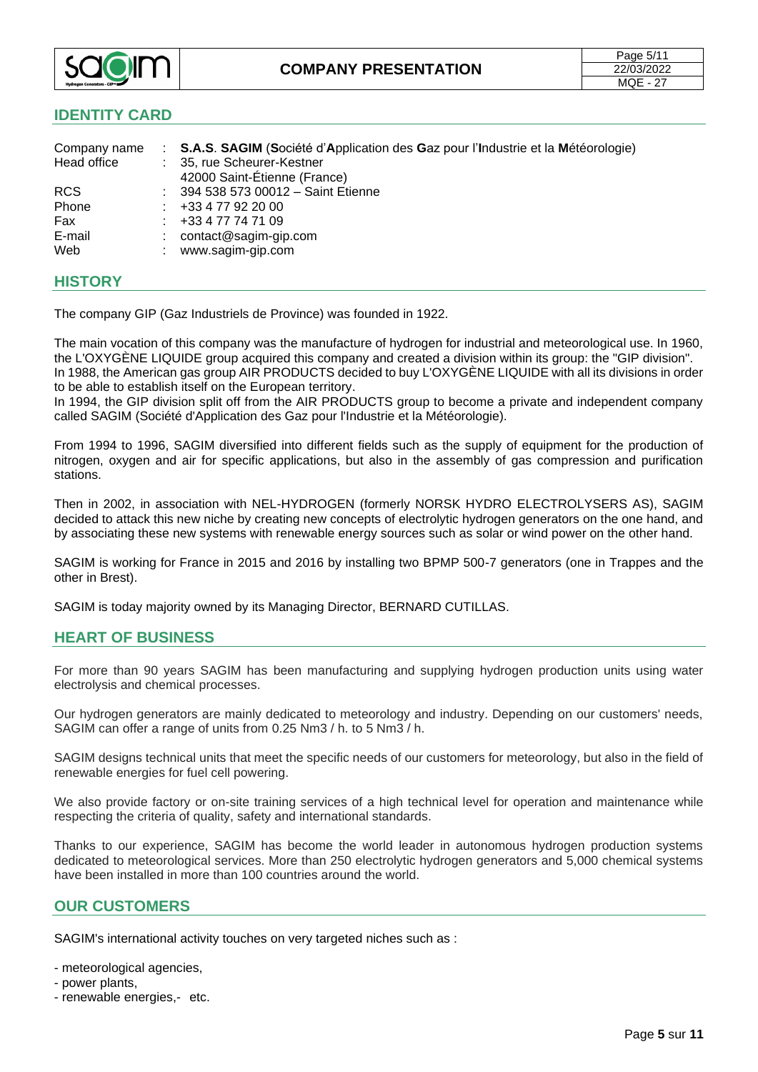## IDENTITY CARD

| | | |
|---|---|---|
| Company name | : | **S.A.S**. **SAGIM** (**S**ociété d'**A**pplication des **G**az pour l'**I**ndustrie et la **M**étéorologie) |
| Head office | : | 35, rue Scheurer-Kestner<br>42000 Saint-Étienne (France) |
| RCS | : | 394 538 573 00012 – Saint Etienne |
| Phone | : | +33 4 77 92 20 00 |
| Fax | : | +33 4 77 74 71 09 |
| E-mail | : | contact@sagim-gip.com |
| Web | : | www.sagim-gip.com |

## HISTORY

The company GIP (Gaz Industriels de Province) was founded in 1922.

The main vocation of this company was the manufacture of hydrogen for industrial and meteorological use. In 1960, the L'OXYGÈNE LIQUIDE group acquired this company and created a division within its group: the "GIP division". In 1988, the American gas group AIR PRODUCTS decided to buy L'OXYGÈNE LIQUIDE with all its divisions in order to be able to establish itself on the European territory.
In 1994, the GIP division split off from the AIR PRODUCTS group to become a private and independent company called SAGIM (Société d'Application des Gaz pour l'Industrie et la Météorologie).

From 1994 to 1996, SAGIM diversified into different fields such as the supply of equipment for the production of nitrogen, oxygen and air for specific applications, but also in the assembly of gas compression and purification stations.

Then in 2002, in association with NEL-HYDROGEN (formerly NORSK HYDRO ELECTROLYSERS AS), SAGIM decided to attack this new niche by creating new concepts of electrolytic hydrogen generators on the one hand, and by associating these new systems with renewable energy sources such as solar or wind power on the other hand.

SAGIM is working for France in 2015 and 2016 by installing two BPMP 500-7 generators (one in Trappes and the other in Brest).

SAGIM is today majority owned by its Managing Director, BERNARD CUTILLAS.

## HEART OF BUSINESS

For more than 90 years SAGIM has been manufacturing and supplying hydrogen production units using water electrolysis and chemical processes.

Our hydrogen generators are mainly dedicated to meteorology and industry. Depending on our customers' needs, SAGIM can offer a range of units from 0.25 Nm3 / h. to 5 Nm3 / h.

SAGIM designs technical units that meet the specific needs of our customers for meteorology, but also in the field of renewable energies for fuel cell powering.

We also provide factory or on-site training services of a high technical level for operation and maintenance while respecting the criteria of quality, safety and international standards.

Thanks to our experience, SAGIM has become the world leader in autonomous hydrogen production systems dedicated to meteorological services. More than 250 electrolytic hydrogen generators and 5,000 chemical systems have been installed in more than 100 countries around the world.

## OUR CUSTOMERS

SAGIM's international activity touches on very targeted niches such as :

- meteorological agencies,
- power plants,
- renewable energies,- etc.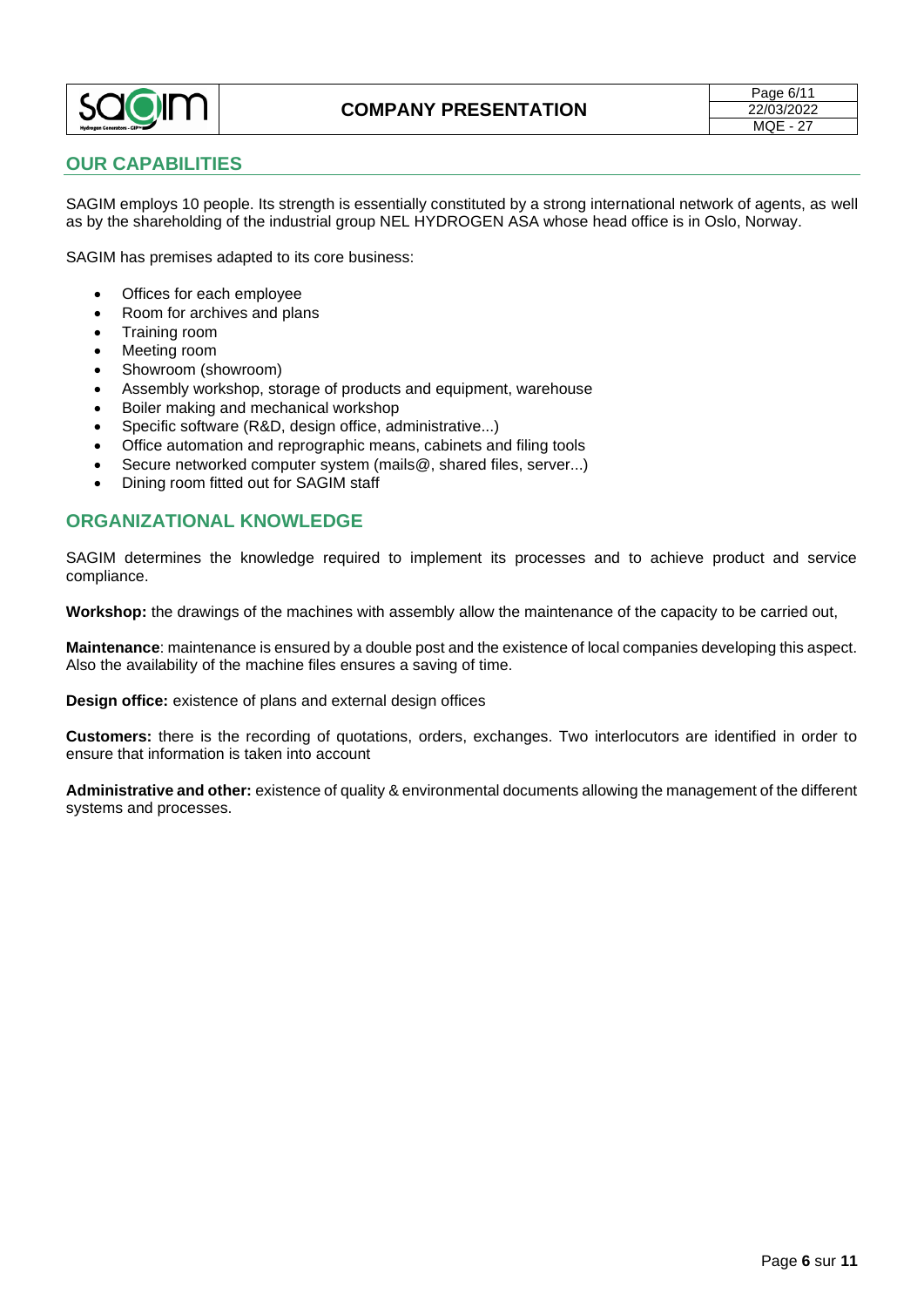## OUR CAPABILITIES

SAGIM employs 10 people. Its strength is essentially constituted by a strong international network of agents, as well as by the shareholding of the industrial group NEL HYDROGEN ASA whose head office is in Oslo, Norway.

SAGIM has premises adapted to its core business:

- Offices for each employee
- Room for archives and plans
- Training room
- Meeting room
- Showroom (showroom)
- Assembly workshop, storage of products and equipment, warehouse
- Boiler making and mechanical workshop
- Specific software (R&D, design office, administrative...)
- Office automation and reprographic means, cabinets and filing tools
- Secure networked computer system (mails@, shared files, server...)
- Dining room fitted out for SAGIM staff

## ORGANIZATIONAL KNOWLEDGE

SAGIM determines the knowledge required to implement its processes and to achieve product and service compliance.

**Workshop:** the drawings of the machines with assembly allow the maintenance of the capacity to be carried out,

**Maintenance**: maintenance is ensured by a double post and the existence of local companies developing this aspect. Also the availability of the machine files ensures a saving of time.

**Design office:** existence of plans and external design offices

**Customers:** there is the recording of quotations, orders, exchanges. Two interlocutors are identified in order to ensure that information is taken into account

**Administrative and other:** existence of quality & environmental documents allowing the management of the different systems and processes.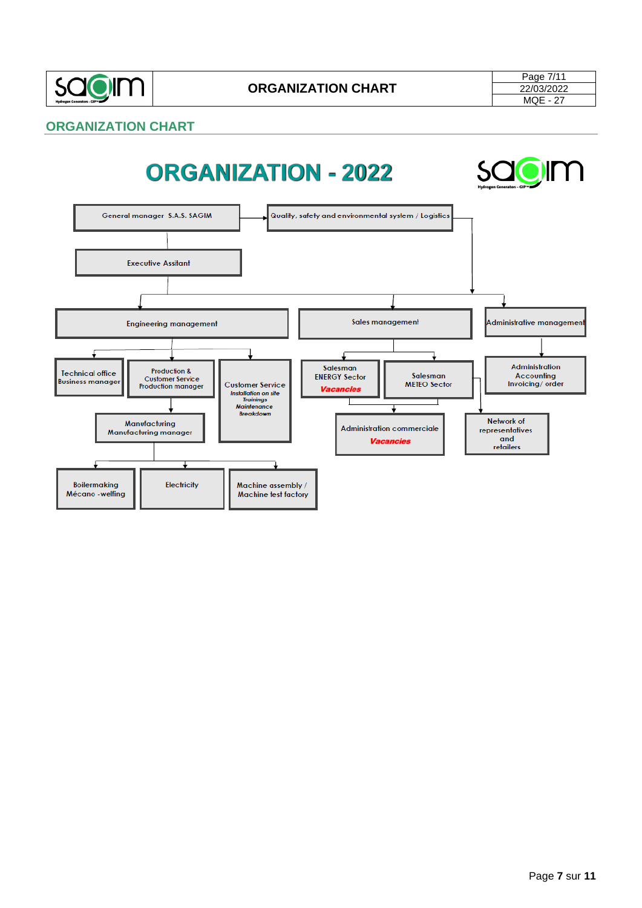## ORGANIZATION CHART

# ORGANIZATION - 2022

- General manager S.A.S. SAGIM
  - Quality, safety and environmental system / Logistics
  - Executive Assitant
  - Engineering management
    - Technical office
      Business manager
    - Production &
      Customer Service
      Production manager
      - Manufacturing
        Manufacturing manager
        - Boilermaking
          Mécano -welfing
        - Electricity
        - Machine assembly /
          Machine test factory
    - Customer Service
      *Installation on site*
      *Trainings*
      *Maintenance*
      *Breakdown*
  - Sales management
    - Salesman
      ENERGY Sector
      ***Vacancies***
    - Salesman
      METEO Sector
      - Network of
        representatives
        and
        retailers
    - Administration commerciale
      ***Vacancies***
  - Administrative management
    - Administration
      Accounting
      Invoicing/ order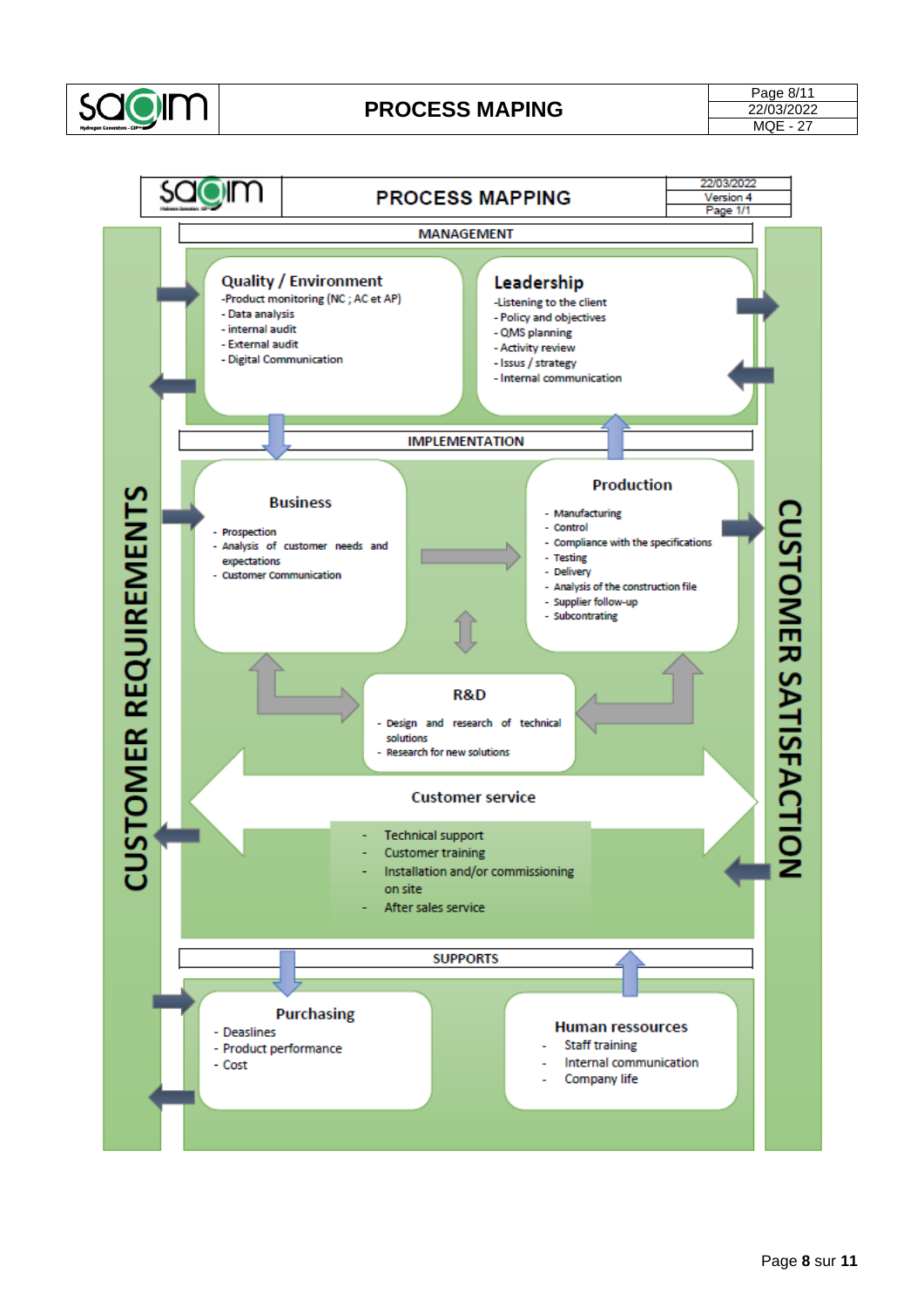# PROCESS MAPPING

22/03/2022 | Version 4 | Page 1/1

**CUSTOMER REQUIREMENTS** → **CUSTOMER SATISFACTION**

## MANAGEMENT

### Quality / Environment
- Product monitoring (NC ; AC et AP)
- Data analysis
- internal audit
- External audit
- Digital Communication

### Leadership
- Listening to the client
- Policy and objectives
- QMS planning
- Activity review
- Issus / strategy
- Internal communication

## IMPLEMENTATION

### Business
- Prospection
- Analysis of customer needs and expectations
- Customer Communication

### Production
- Manufacturing
- Control
- Compliance with the specifications
- Testing
- Delivery
- Analysis of the construction file
- Supplier follow-up
- Subcontrating

### R&D
- Design and research of technical solutions
- Research for new solutions

### Customer service
- Technical support
- Customer training
- Installation and/or commissioning on site
- After sales service

## SUPPORTS

### Purchasing
- Deaslines
- Product performance
- Cost

### Human ressources
- Staff training
- Internal communication
- Company life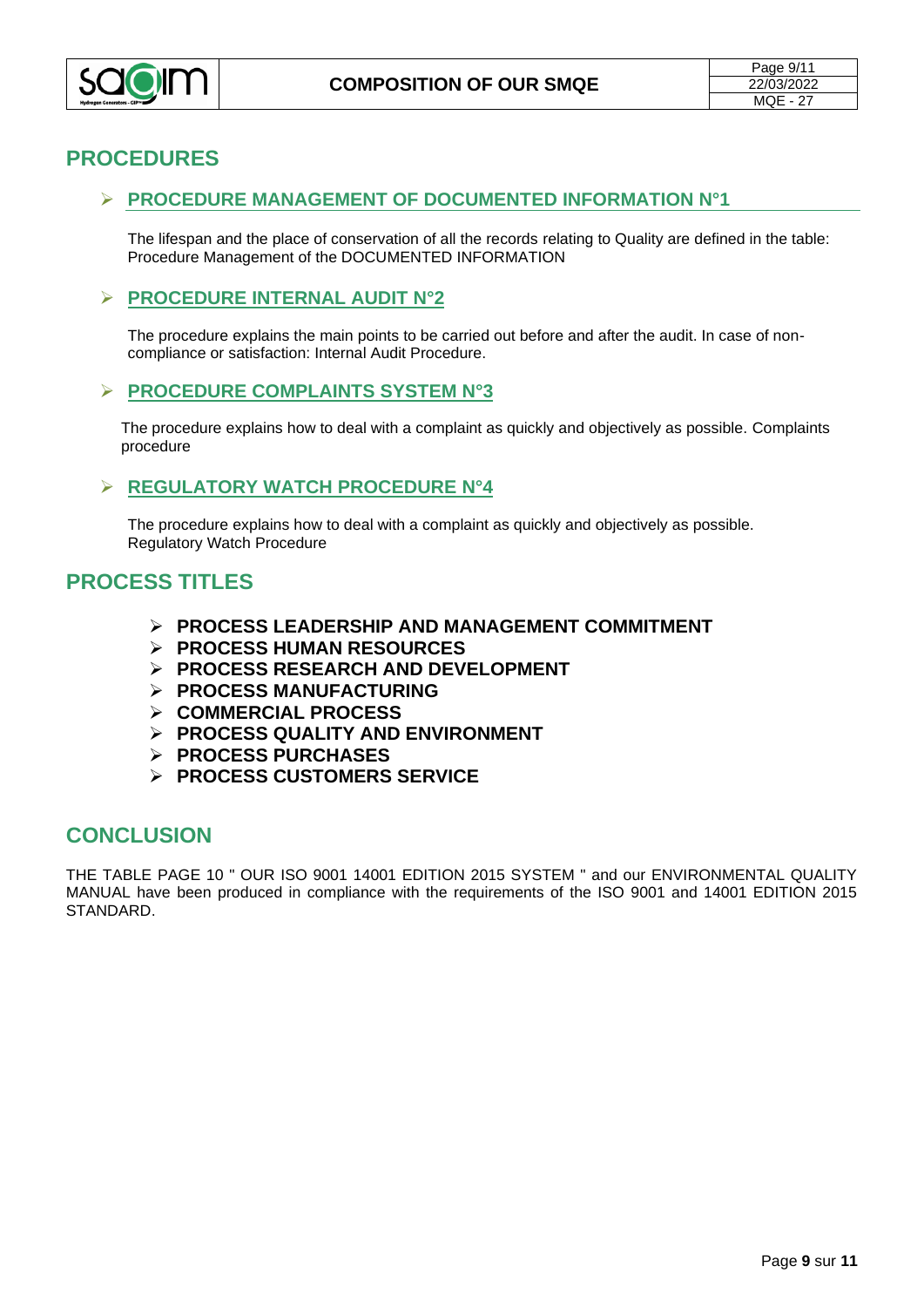## PROCEDURES

### ➢ PROCEDURE MANAGEMENT OF DOCUMENTED INFORMATION N°1

The lifespan and the place of conservation of all the records relating to Quality are defined in the table: Procedure Management of the DOCUMENTED INFORMATION

### ➢ PROCEDURE INTERNAL AUDIT N°2

The procedure explains the main points to be carried out before and after the audit. In case of non-compliance or satisfaction: Internal Audit Procedure.

### ➢ PROCEDURE COMPLAINTS SYSTEM N°3

The procedure explains how to deal with a complaint as quickly and objectively as possible. Complaints procedure

### ➢ REGULATORY WATCH PROCEDURE N°4

The procedure explains how to deal with a complaint as quickly and objectively as possible. Regulatory Watch Procedure

## PROCESS TITLES

- **PROCESS LEADERSHIP AND MANAGEMENT COMMITMENT**
- **PROCESS HUMAN RESOURCES**
- **PROCESS RESEARCH AND DEVELOPMENT**
- **PROCESS MANUFACTURING**
- **COMMERCIAL PROCESS**
- **PROCESS QUALITY AND ENVIRONMENT**
- **PROCESS PURCHASES**
- **PROCESS CUSTOMERS SERVICE**

## CONCLUSION

THE TABLE PAGE 10 " OUR ISO 9001 14001 EDITION 2015 SYSTEM " and our ENVIRONMENTAL QUALITY MANUAL have been produced in compliance with the requirements of the ISO 9001 and 14001 EDITION 2015 STANDARD.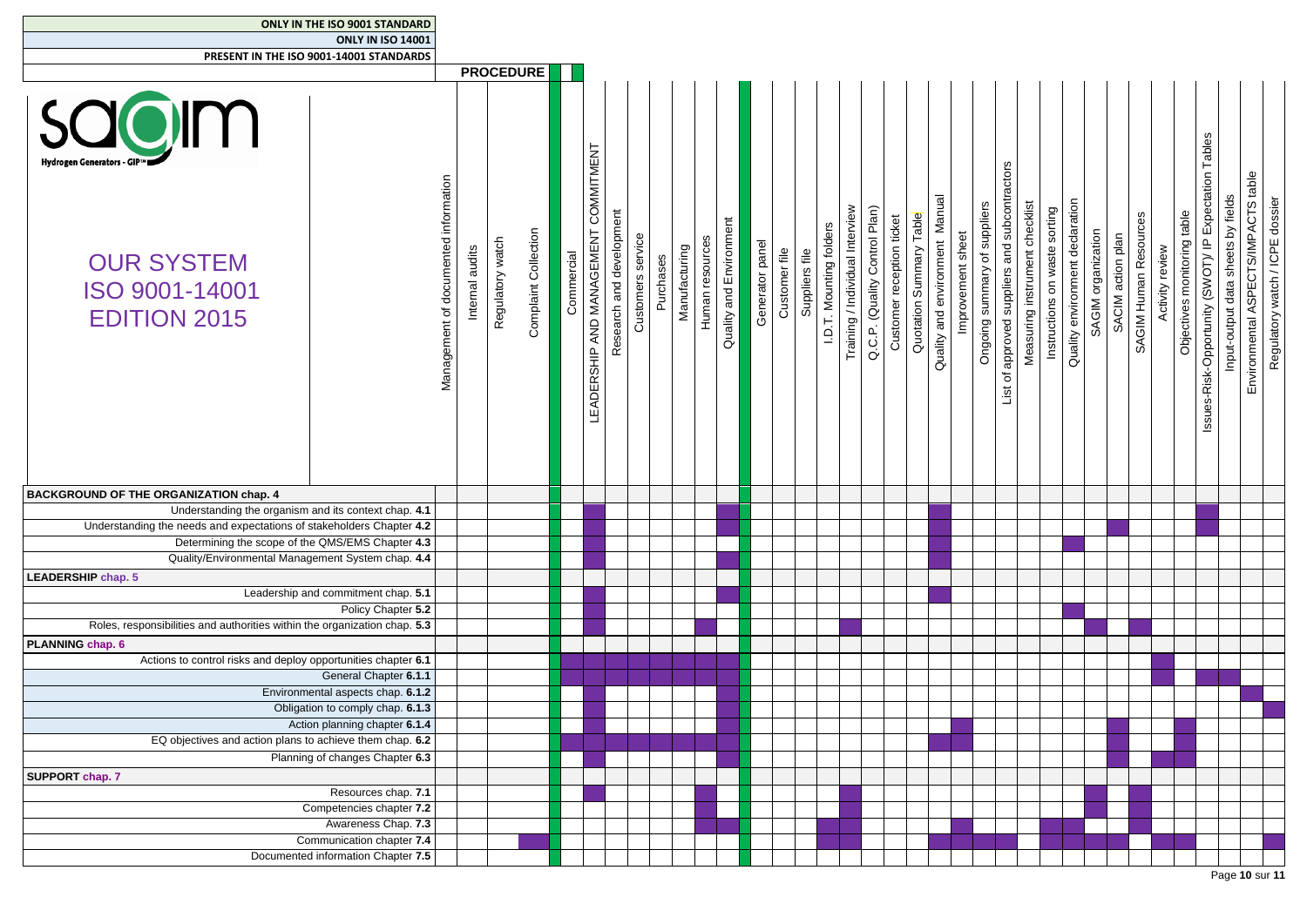ONLY IN THE ISO 9001 STANDARD

ONLY IN ISO 14001

PRESENT IN THE ISO 9001-14001 STANDARDS

# OUR SYSTEM ISO 9001-14001 EDITION 2015

| | Management of documented information | Internal audits | Regulatory watch | Complaint Collection | Commercial | LEADERSHIP AND MANAGEMENT COMMITMENT | Research and development | Customers service | Purchases | Manufacturing | Human resources | Quality and Environment | Generator panel | Customer file | Suppliers file | I.D.T. Mounting folders | Training / Individual Interview | Q.C.P. (Quality Control Plan) | Customer reception ticket | Quotation Summary Table | Quality and environment Manual | Improvement sheet | Ongoing summary of suppliers | List of approved suppliers and subcontractors | Measuring instrument checklist | Instructions on waste sorting | Quality environment declaration | SAGIM organization | SACIM action plan | SAGIM Human Resources | Activity review | Objectives monitoring table | Issues-Risk-Opportunity (SWOT)/ IP Expectation Tables | Input-output data sheets by fields | Environmental ASPECTS/IMPACTS table | Regulatory watch / ICPE dossier |
|---|---|---|---|---|---|---|---|---|---|---|---|---|---|---|---|---|---|---|---|---|---|---|---|---|---|---|---|---|---|---|---|---|---|---|---|---|
| | PROCEDURE | | | | | | | | | | | | | | | | | | | | | | | | | | | | | | | | | | | |
| **BACKGROUND OF THE ORGANIZATION chap. 4** | | | | | | | | | | | | | | | | | | | | | | | | | | | | | | | | | | | | |
| Understanding the organism and its context chap. **4.1** | | | | | | X | | | | | | X | | | | | | | | | X | | | | | | | | | | | | X | | | |
| Understanding the needs and expectations of stakeholders Chapter **4.2** | | | | | | X | | | | | | X | | | | | | | | | X | | | | | | | | X | | | | X | | | |
| Determining the scope of the QMS/EMS Chapter **4.3** | | | | | | X | | | | | | | | | | | | | | | X | | | | | | X | | | | | | | | | |
| Quality/Environmental Management System chap. **4.4** | | | | | | X | | | | | | X | | | | | | | | | X | | | | | | | | | | | | | | | |
| **LEADERSHIP chap. 5** | | | | | | | | | | | | | | | | | | | | | | | | | | | | | | | | | | | | |
| Leadership and commitment chap. **5.1** | | | | | | X | | | | | | X | | | | | | | | | X | | | | | | | | | | | | | | | |
| Policy Chapter **5.2** | | | | | | X | | | | | | | | | | | | | | | | | | | | | X | | | | | | | | | |
| Roles, responsibilities and authorities within the organization chap. **5.3** | | | | | | X | | | | | X | | | | | | X | | | | | | | | | | | X | | X | | | | | | |
| **PLANNING chap. 6** | | | | | | | | | | | | | | | | | | | | | | | | | | | | | | | | | | | | |
| Actions to control risks and deploy opportunities chapter **6.1** | | | | | X | X | X | X | X | X | X | X | | | | | | | | | | | | | | | | | | | X | | | | | |
| General Chapter **6.1.1** | | | | | X | X | X | X | X | X | X | X | | | | | | | | | | | | | | | | | | | X | | X | X | | |
| Environmental aspects chap. **6.1.2** | | | | | | X | | | | | | X | | | | | | | | | | | | | | | | | | | | | | | X | |
| Obligation to comply chap. **6.1.3** | | | | | | X | | | | | | X | | | | | | | | | | | | | | | | | | | | | | | | X |
| Action planning chapter **6.1.4** | | | | | | X | | | | | | X | | | | | | | | | | X | | | | | | | X | | | X | | | | |
| EQ objectives and action plans to achieve them chap. **6.2** | | | | | X | X | X | X | X | X | X | X | | | | | | | | | X | X | | | | | | | X | | | X | | | | |
| Planning of changes Chapter **6.3** | | | | | | X | | | | | | X | | | | | | | | | | | | | | | | | X | | X | X | | | | |
| **SUPPORT chap. 7** | | | | | | | | | | | | | | | | | | | | | | | | | | | | | | | | | | | | |
| Resources chap. **7.1** | | | | | | X | | | | | X | | | | | | X | | | | | | | | | | | X | | X | | | | | | |
| Competencies chapter **7.2** | | | | | | | | | | | X | | | | | | X | | | | | | | | | | | X | | X | | | | | | |
| Awareness Chap. **7.3** | | | | | | | | | | | X | X | | | | X | X | | | | | X | | | | X | X | | | X | | | | | | |
| Communication chapter **7.4** | | | | X | | | | | | | | | | | | X | X | | | | X | X | X | X | | X | X | X | X | | X | X | | | | X |
| Documented information Chapter **7.5** | | | | | | | | | | | | | | | | | | | | | | | | | | | | | | | | | | | | |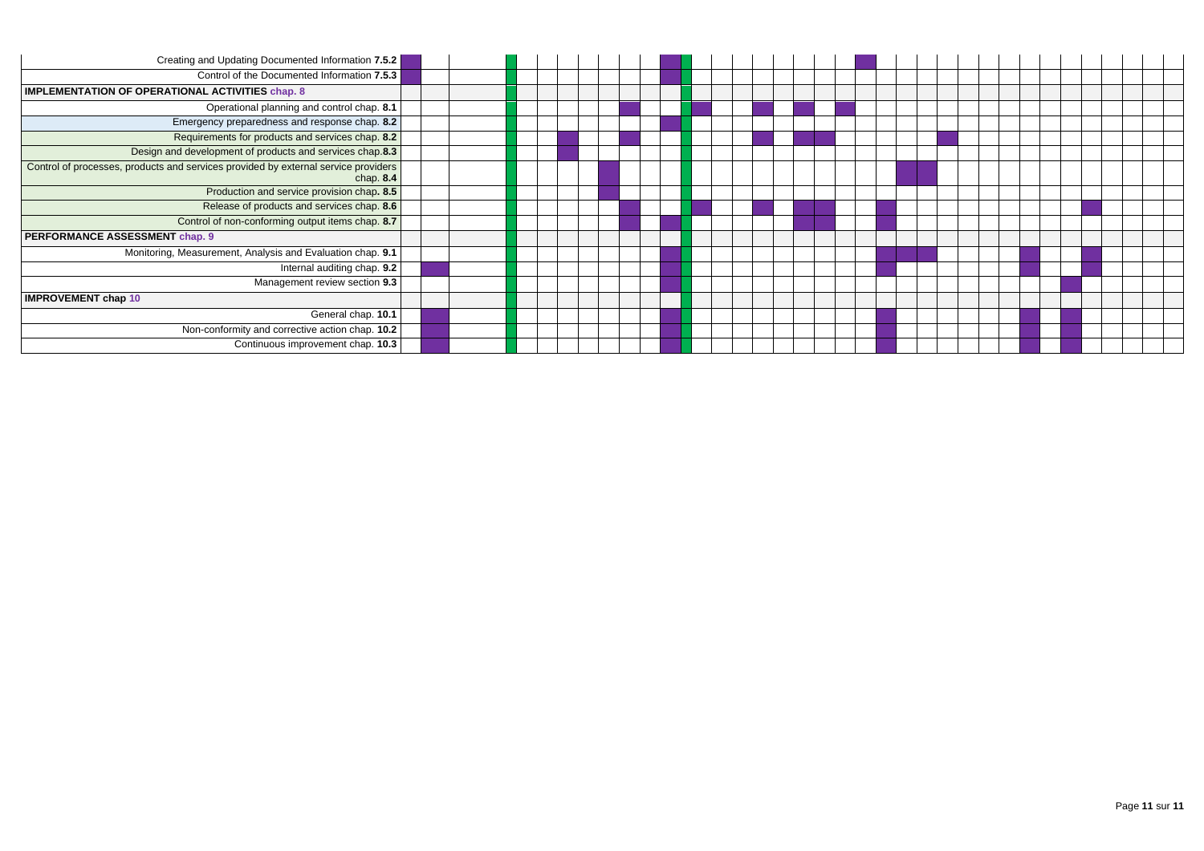| |
|---|
| Creating and Updating Documented Information **7.5.2** |
| Control of the Documented Information **7.5.3** |
| **IMPLEMENTATION OF OPERATIONAL ACTIVITIES chap. 8** |
| Operational planning and control chap. **8.1** |
| Emergency preparedness and response chap. **8.2** |
| Requirements for products and services chap. **8.2** |
| Design and development of products and services chap.**8.3** |
| Control of processes, products and services provided by external service providers chap. **8.4** |
| Production and service provision chap**. 8.5** |
| Release of products and services chap. **8.6** |
| Control of non-conforming output items chap. **8.7** |
| **PERFORMANCE ASSESSMENT chap. 9** |
| Monitoring, Measurement, Analysis and Evaluation chap. **9.1** |
| Internal auditing chap. **9.2** |
| Management review section **9.3** |
| **IMPROVEMENT chap 10** |
| General chap. **10.1** |
| Non-conformity and corrective action chap. **10.2** |
| Continuous improvement chap. **10.3** |